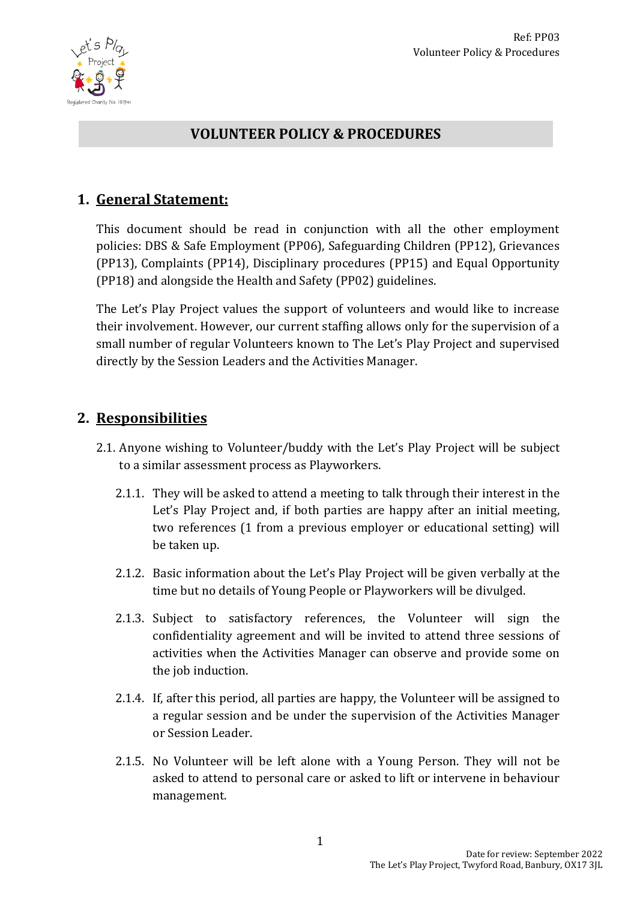# VOLUNTEER POLICY & PROCEDURES

## 1. General Statement:

This document should be read in conjunction with all the other employment policies: DBS & Safe Employment (PP06), Safeguarding Children (PP12), Grievances (PP13), Complaints (PP14), Disciplinary procedures (PP15) and Equal Opportunity (PP18) and alongside the Health and Safety (PP02) guidelines.

The Let's Play Project values the support of volunteers and would like to increase their involvement. However, our current staffing allows only for the supervision of a small number of regular Volunteers known to The Let's Play Project and supervised directly by the Session Leaders and the Activities Manager.

## 2. Responsibilities

2.1. Anyone wishing to Volunteer/buddy with the Let's Play Project will be subject to a similar assessment process as Playworkers.

- 2.1.1. They will be asked to attend a meeting to talk through their interest in the Let's Play Project and, if both parties are happy after an initial meeting, two references (1 from a previous employer or educational setting) will be taken up.
- 2.1.2. Basic information about the Let's Play Project will be given verbally at the time but no details of Young People or Playworkers will be divulged.
- 2.1.3. Subject to satisfactory references, the Volunteer will sign the confidentiality agreement and will be invited to attend three sessions of activities when the Activities Manager can observe and provide some on the job induction.
- 2.1.4. If, after this period, all parties are happy, the Volunteer will be assigned to a regular session and be under the supervision of the Activities Manager or Session Leader.
- 2.1.5. No Volunteer will be left alone with a Young Person. They will not be asked to attend to personal care or asked to lift or intervene in behaviour management.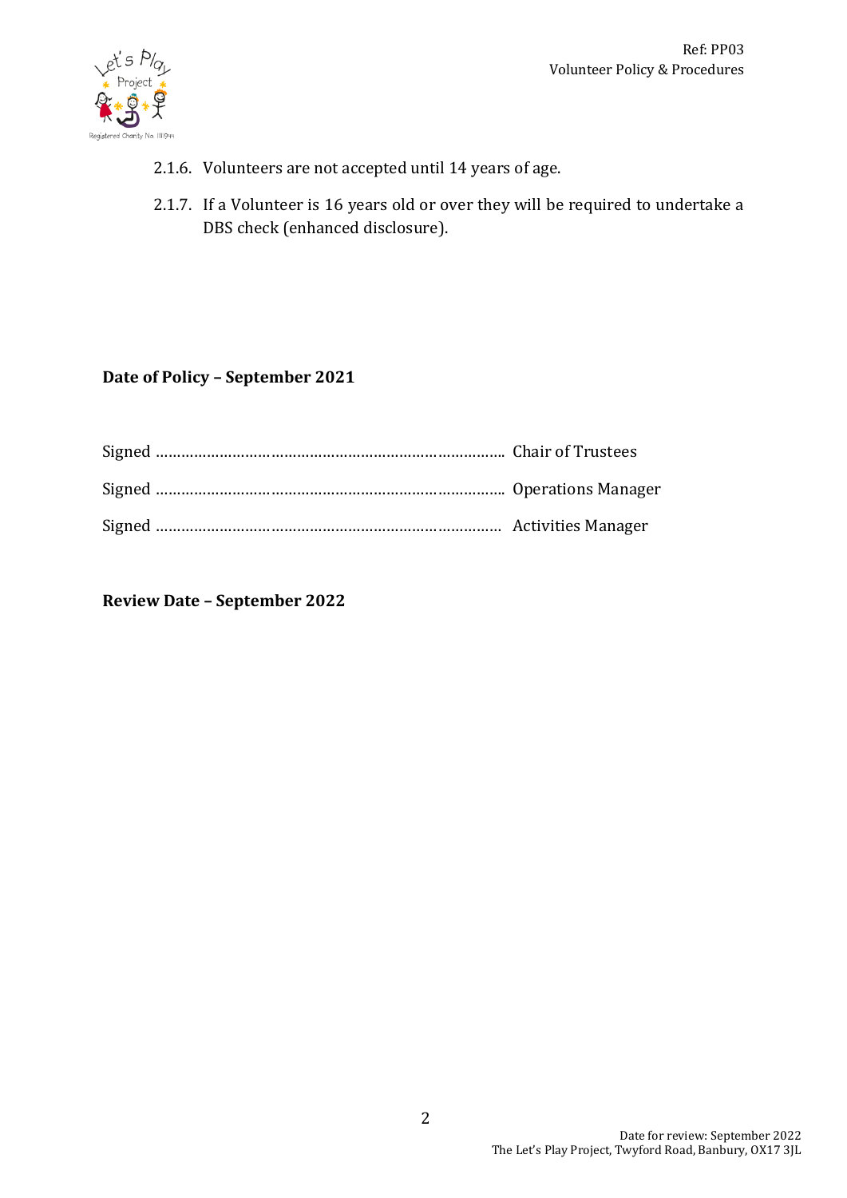2.1.6. Volunteers are not accepted until 14 years of age.

2.1.7. If a Volunteer is 16 years old or over they will be required to undertake a DBS check (enhanced disclosure).

**Date of Policy – September 2021**

Signed ………………………………………………………………………. Chair of Trustees

Signed ………………………………………………………………………. Operations Manager

Signed ………………………………………………………………………. Activities Manager

**Review Date – September 2022**